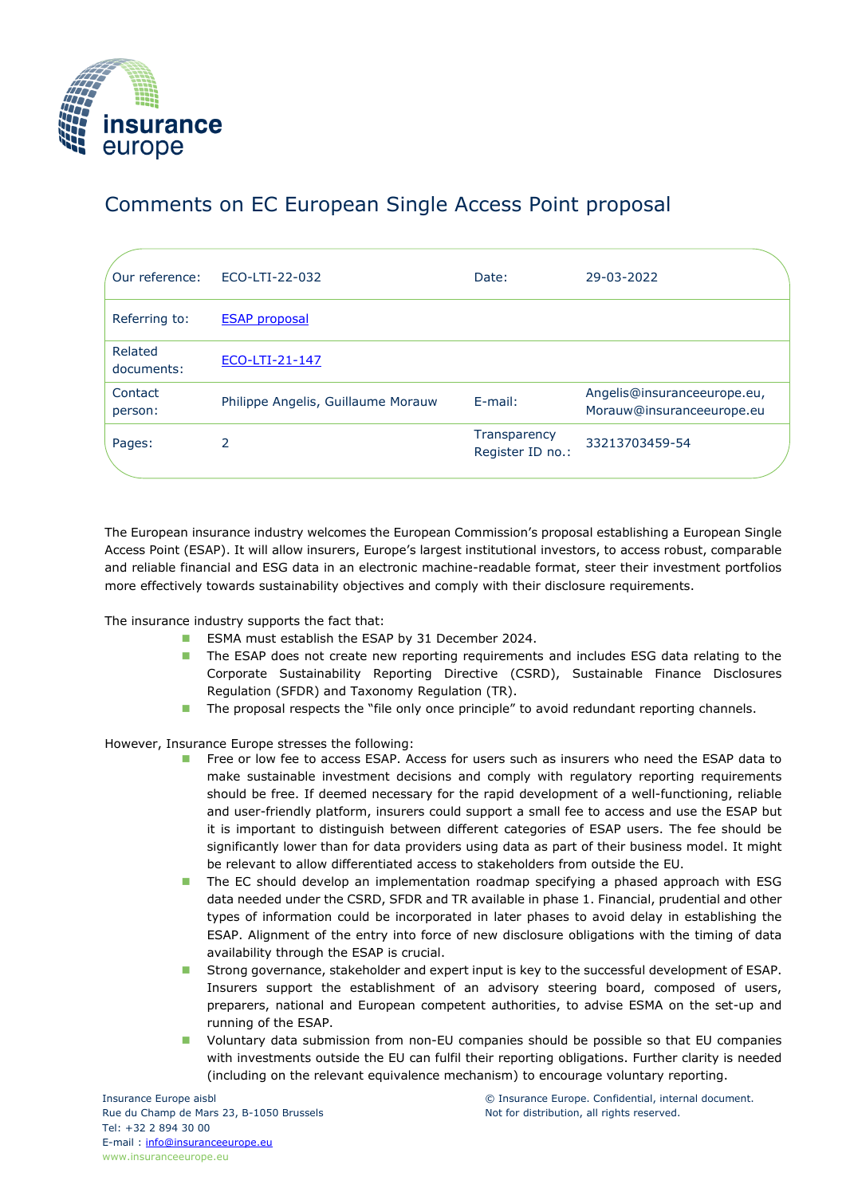# Comments on EC European Single Access Point proposal

| Our reference: | ECO-LTI-22-032 | Date: | 29-03-2022 |
|---|---|---|---|
| Referring to: | [ESAP proposal]() | | |
| Related documents: | [ECO-LTI-21-147]() | | |
| Contact person: | Philippe Angelis, Guillaume Morauw | E-mail: | Angelis@insuranceeurope.eu, Morauw@insuranceeurope.eu |
| Pages: | 2 | Transparency Register ID no.: | 33213703459-54 |

The European insurance industry welcomes the European Commission's proposal establishing a European Single Access Point (ESAP). It will allow insurers, Europe's largest institutional investors, to access robust, comparable and reliable financial and ESG data in an electronic machine-readable format, steer their investment portfolios more effectively towards sustainability objectives and comply with their disclosure requirements.

The insurance industry supports the fact that:

- ESMA must establish the ESAP by 31 December 2024.
- The ESAP does not create new reporting requirements and includes ESG data relating to the Corporate Sustainability Reporting Directive (CSRD), Sustainable Finance Disclosures Regulation (SFDR) and Taxonomy Regulation (TR).
- The proposal respects the "file only once principle" to avoid redundant reporting channels.

However, Insurance Europe stresses the following:

- Free or low fee to access ESAP. Access for users such as insurers who need the ESAP data to make sustainable investment decisions and comply with regulatory reporting requirements should be free. If deemed necessary for the rapid development of a well-functioning, reliable and user-friendly platform, insurers could support a small fee to access and use the ESAP but it is important to distinguish between different categories of ESAP users. The fee should be significantly lower than for data providers using data as part of their business model. It might be relevant to allow differentiated access to stakeholders from outside the EU.
- The EC should develop an implementation roadmap specifying a phased approach with ESG data needed under the CSRD, SFDR and TR available in phase 1. Financial, prudential and other types of information could be incorporated in later phases to avoid delay in establishing the ESAP. Alignment of the entry into force of new disclosure obligations with the timing of data availability through the ESAP is crucial.
- Strong governance, stakeholder and expert input is key to the successful development of ESAP. Insurers support the establishment of an advisory steering board, composed of users, preparers, national and European competent authorities, to advise ESMA on the set-up and running of the ESAP.
- Voluntary data submission from non-EU companies should be possible so that EU companies with investments outside the EU can fulfil their reporting obligations. Further clarity is needed (including on the relevant equivalence mechanism) to encourage voluntary reporting.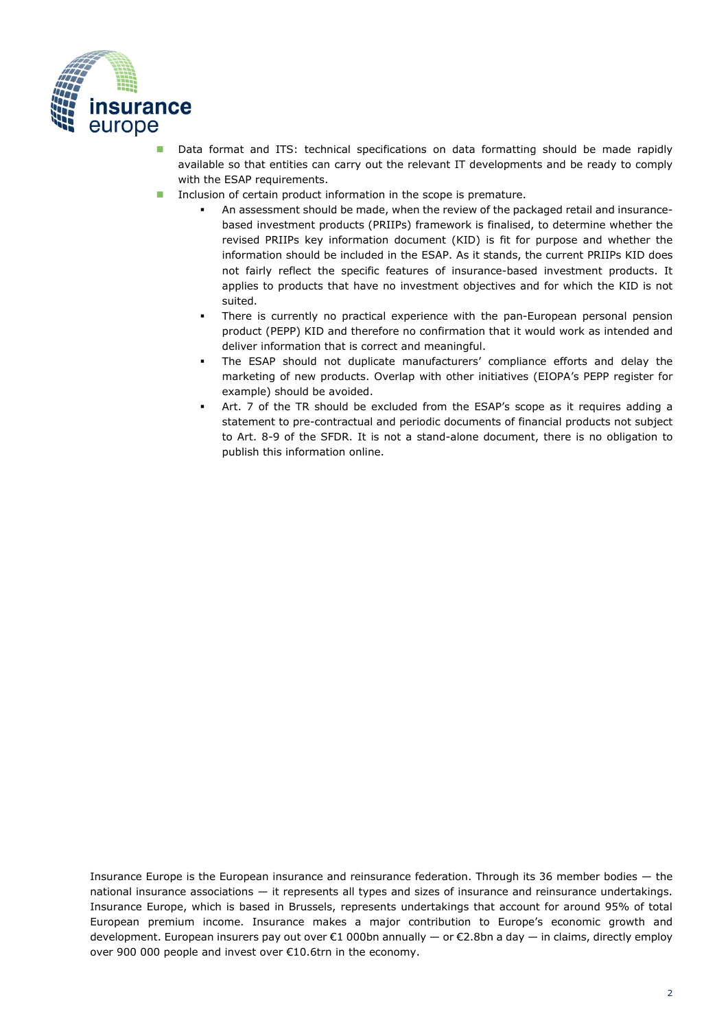- Data format and ITS: technical specifications on data formatting should be made rapidly available so that entities can carry out the relevant IT developments and be ready to comply with the ESAP requirements.
- Inclusion of certain product information in the scope is premature.
  - An assessment should be made, when the review of the packaged retail and insurance-based investment products (PRIIPs) framework is finalised, to determine whether the revised PRIIPs key information document (KID) is fit for purpose and whether the information should be included in the ESAP. As it stands, the current PRIIPs KID does not fairly reflect the specific features of insurance-based investment products. It applies to products that have no investment objectives and for which the KID is not suited.
  - There is currently no practical experience with the pan-European personal pension product (PEPP) KID and therefore no confirmation that it would work as intended and deliver information that is correct and meaningful.
  - The ESAP should not duplicate manufacturers' compliance efforts and delay the marketing of new products. Overlap with other initiatives (EIOPA's PEPP register for example) should be avoided.
  - Art. 7 of the TR should be excluded from the ESAP's scope as it requires adding a statement to pre-contractual and periodic documents of financial products not subject to Art. 8-9 of the SFDR. It is not a stand-alone document, there is no obligation to publish this information online.

Insurance Europe is the European insurance and reinsurance federation. Through its 36 member bodies — the national insurance associations — it represents all types and sizes of insurance and reinsurance undertakings. Insurance Europe, which is based in Brussels, represents undertakings that account for around 95% of total European premium income. Insurance makes a major contribution to Europe's economic growth and development. European insurers pay out over €1 000bn annually — or €2.8bn a day — in claims, directly employ over 900 000 people and invest over €10.6trn in the economy.